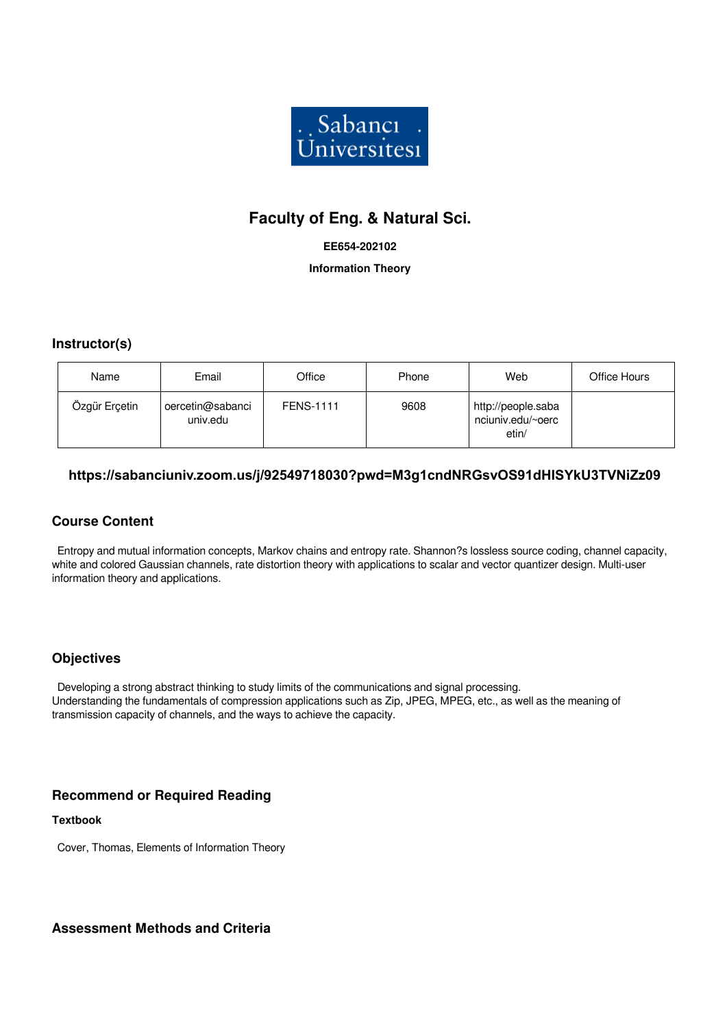# Faculty of Eng. & Natural Sci.

**EE654-202102**

**Information Theory**

## Instructor(s)

| Name | Email | Office | Phone | Web | Office Hours |
|---|---|---|---|---|---|
| Özgür Erçetin | oercetin@sabanciuniv.edu | FENS-1111 | 9608 | http://people.sabanciuniv.edu/~oercetin/ | |

**https://sabanciuniv.zoom.us/j/92549718030?pwd=M3g1cndNRGsvOS91dHlSYkU3TVNiZz09**

## Course Content

Entropy and mutual information concepts, Markov chains and entropy rate. Shannon?s lossless source coding, channel capacity, white and colored Gaussian channels, rate distortion theory with applications to scalar and vector quantizer design. Multi-user information theory and applications.

## Objectives

Developing a strong abstract thinking to study limits of the communications and signal processing.
Understanding the fundamentals of compression applications such as Zip, JPEG, MPEG, etc., as well as the meaning of transmission capacity of channels, and the ways to achieve the capacity.

## Recommend or Required Reading

### Textbook

Cover, Thomas, Elements of Information Theory

## Assessment Methods and Criteria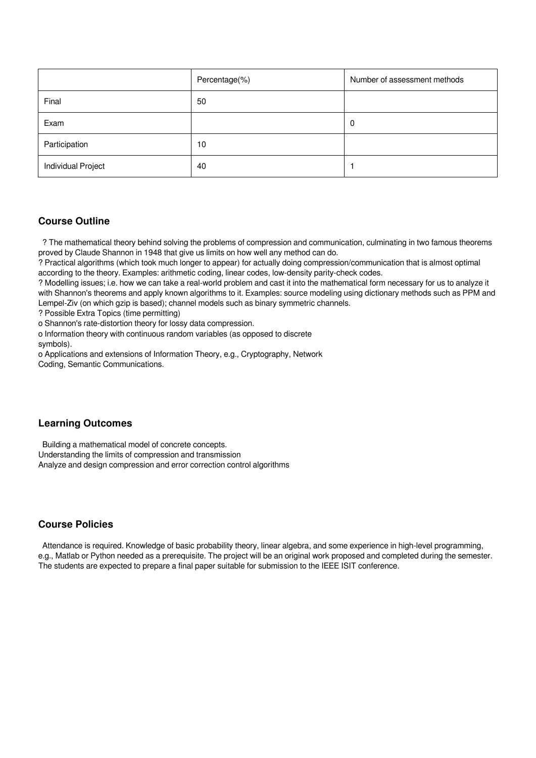| | Percentage(%) | Number of assessment methods |
|---|---|---|
| Final | 50 | |
| Exam | | 0 |
| Participation | 10 | |
| Individual Project | 40 | 1 |

## Course Outline

? The mathematical theory behind solving the problems of compression and communication, culminating in two famous theorems proved by Claude Shannon in 1948 that give us limits on how well any method can do.
? Practical algorithms (which took much longer to appear) for actually doing compression/communication that is almost optimal according to the theory. Examples: arithmetic coding, linear codes, low-density parity-check codes.
? Modelling issues; i.e. how we can take a real-world problem and cast it into the mathematical form necessary for us to analyze it with Shannon's theorems and apply known algorithms to it. Examples: source modeling using dictionary methods such as PPM and Lempel-Ziv (on which gzip is based); channel models such as binary symmetric channels.
? Possible Extra Topics (time permitting)
o Shannon's rate-distortion theory for lossy data compression.
o Information theory with continuous random variables (as opposed to discrete symbols).
o Applications and extensions of Information Theory, e.g., Cryptography, Network Coding, Semantic Communications.

## Learning Outcomes

Building a mathematical model of concrete concepts.
Understanding the limits of compression and transmission
Analyze and design compression and error correction control algorithms

## Course Policies

Attendance is required. Knowledge of basic probability theory, linear algebra, and some experience in high-level programming, e.g., Matlab or Python needed as a prerequisite. The project will be an original work proposed and completed during the semester. The students are expected to prepare a final paper suitable for submission to the IEEE ISIT conference.